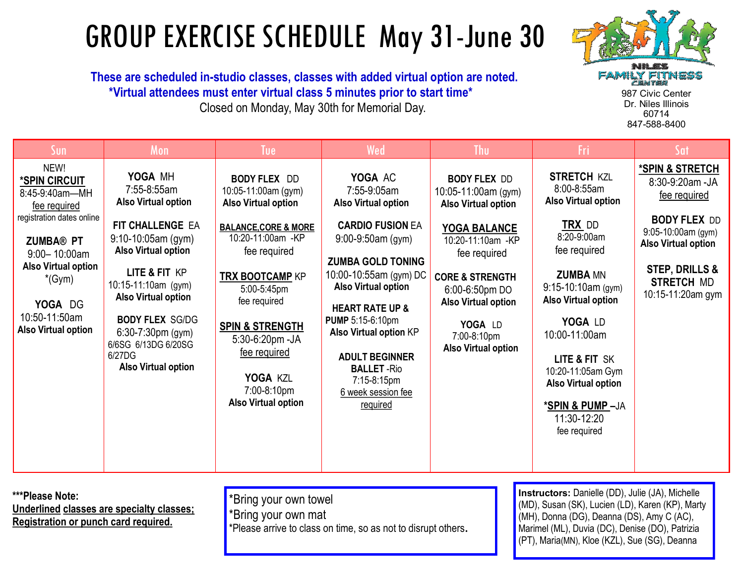# GROUP EXERCISE SCHEDULE May 31-June 30

**These are scheduled in-studio classes, classes with added virtual option are noted.**
***Virtual attendees must enter virtual class 5 minutes prior to start time***
Closed on Monday, May 30th for Memorial Day.

NILES FAMILY FITNESS CENTER
987 Civic Center
Dr. Niles Illinois
60714
847-588-8400

| Sun | Mon | Tue | Wed | Thu | Fri | Sat |
|---|---|---|---|---|---|---|
| NEW! **\*SPIN CIRCUIT** 8:45-9:40am—MH fee required registration dates online<br><br>**ZUMBA® PT** 9:00– 10:00am **Also Virtual option** *(Gym)<br><br>**YOGA** DG 10:50-11:50am **Also Virtual option** | **YOGA** MH 7:55-8:55am **Also Virtual option**<br><br>**FIT CHALLENGE** EA 9:10-10:05am (gym) **Also Virtual option**<br><br>**LITE & FIT** KP 10:15-11:10am (gym) **Also Virtual option**<br><br>**BODY FLEX** SG/DG 6:30-7:30pm (gym) 6/6SG 6/13DG 6/20SG 6/27DG **Also Virtual option** | **BODY FLEX** DD 10:05-11:00am (gym) **Also Virtual option**<br><br>**BALANCE,CORE & MORE** 10:20-11:00am -KP fee required<br><br>**TRX BOOTCAMP** KP 5:00-5:45pm fee required<br><br>**SPIN & STRENGTH** 5:30-6:20pm -JA fee required<br><br>**YOGA** KZL 7:00-8:10pm **Also Virtual option** | **YOGA** AC 7:55-9:05am **Also Virtual option**<br><br>**CARDIO FUSION** EA 9:00-9:50am (gym)<br><br>**ZUMBA GOLD TONING** 10:00-10:55am (gym) DC **Also Virtual option**<br><br>**HEART RATE UP & PUMP** 5:15-6:10pm **Also Virtual option** KP<br><br>**ADULT BEGINNER BALLET** -Rio 7:15-8:15pm 6 week session fee required | **BODY FLEX** DD 10:05-11:00am (gym) **Also Virtual option**<br><br>**YOGA BALANCE** 10:20-11:10am -KP fee required<br><br>**CORE & STRENGTH** 6:00-6:50pm DO **Also Virtual option**<br><br>**YOGA** LD 7:00-8:10pm **Also Virtual option** | **STRETCH** KZL 8:00-8:55am **Also Virtual option**<br><br>**TRX** DD 8:20-9:00am fee required<br><br>**ZUMBA** MN 9:15-10:10am (gym) **Also Virtual option**<br><br>**YOGA** LD 10:00-11:00am<br><br>**LITE & FIT** SK 10:20-11:05am Gym **Also Virtual option**<br><br>**\*SPIN & PUMP** –JA 11:30-12:20 fee required | **\*SPIN & STRETCH** 8:30-9:20am -JA fee required<br><br>**BODY FLEX** DD 9:05-10:00am (gym) **Also Virtual option**<br><br>**STEP, DRILLS & STRETCH** MD 10:15-11:20am gym |

**\*\*\*Please Note:**
**Underlined classes are specialty classes; Registration or punch card required.**

*Bring your own towel
*Bring your own mat
*Please arrive to class on time, so as not to disrupt others.

**Instructors:** Danielle (DD), Julie (JA), Michelle (MD), Susan (SK), Lucien (LD), Karen (KP), Marty (MH), Donna (DG), Deanna (DS), Amy C (AC), Marimel (ML), Duvia (DC), Denise (DO), Patrizia (PT), Maria(MN), Kloe (KZL), Sue (SG), Deanna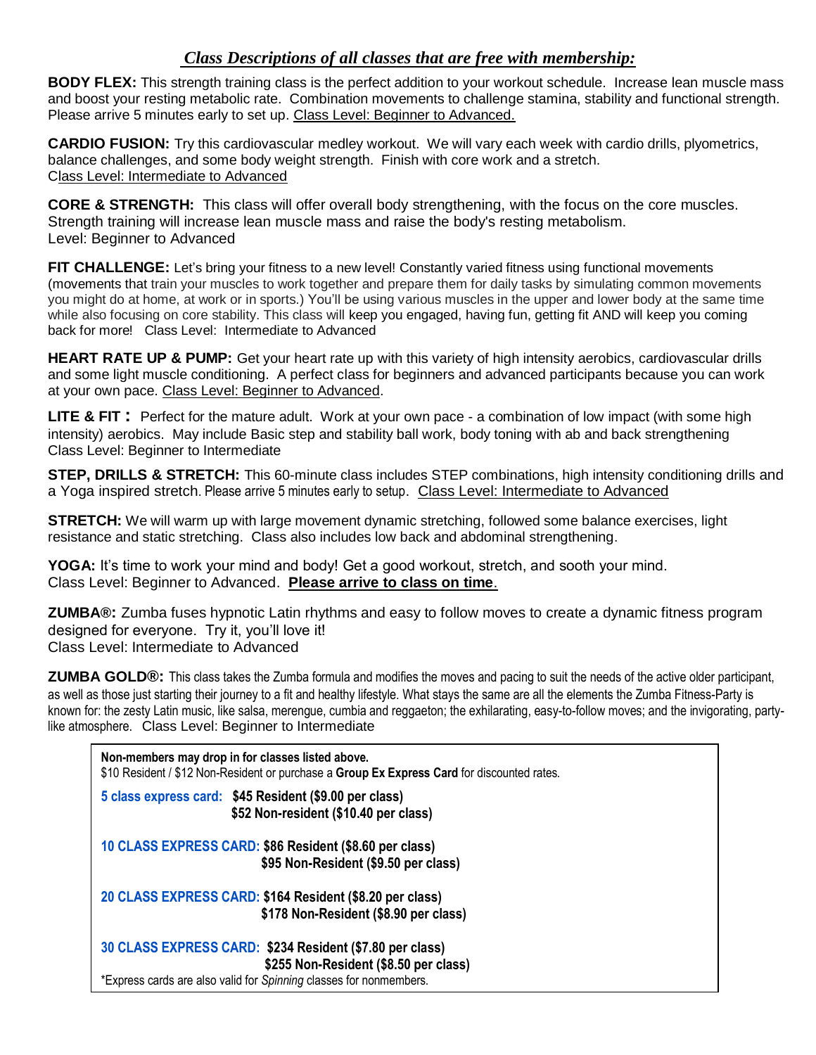## *Class Descriptions of all classes that are free with membership:*

**BODY FLEX:** This strength training class is the perfect addition to your workout schedule. Increase lean muscle mass and boost your resting metabolic rate. Combination movements to challenge stamina, stability and functional strength. Please arrive 5 minutes early to set up. Class Level: Beginner to Advanced.

**CARDIO FUSION:** Try this cardiovascular medley workout. We will vary each week with cardio drills, plyometrics, balance challenges, and some body weight strength. Finish with core work and a stretch.
Class Level: Intermediate to Advanced

**CORE & STRENGTH:** This class will offer overall body strengthening, with the focus on the core muscles. Strength training will increase lean muscle mass and raise the body's resting metabolism.
Level: Beginner to Advanced

**FIT CHALLENGE:** Let's bring your fitness to a new level! Constantly varied fitness using functional movements (movements that train your muscles to work together and prepare them for daily tasks by simulating common movements you might do at home, at work or in sports.) You'll be using various muscles in the upper and lower body at the same time while also focusing on core stability. This class will keep you engaged, having fun, getting fit AND will keep you coming back for more! Class Level: Intermediate to Advanced

**HEART RATE UP & PUMP:** Get your heart rate up with this variety of high intensity aerobics, cardiovascular drills and some light muscle conditioning. A perfect class for beginners and advanced participants because you can work at your own pace. Class Level: Beginner to Advanced.

**LITE & FIT :** Perfect for the mature adult. Work at your own pace - a combination of low impact (with some high intensity) aerobics. May include Basic step and stability ball work, body toning with ab and back strengthening
Class Level: Beginner to Intermediate

**STEP, DRILLS & STRETCH:** This 60-minute class includes STEP combinations, high intensity conditioning drills and a Yoga inspired stretch. Please arrive 5 minutes early to setup. Class Level: Intermediate to Advanced

**STRETCH:** We will warm up with large movement dynamic stretching, followed some balance exercises, light resistance and static stretching. Class also includes low back and abdominal strengthening.

**YOGA:** It's time to work your mind and body! Get a good workout, stretch, and sooth your mind.
Class Level: Beginner to Advanced. **Please arrive to class on time**.

**ZUMBA®:** Zumba fuses hypnotic Latin rhythms and easy to follow moves to create a dynamic fitness program designed for everyone. Try it, you'll love it!
Class Level: Intermediate to Advanced

**ZUMBA GOLD®:** This class takes the Zumba formula and modifies the moves and pacing to suit the needs of the active older participant, as well as those just starting their journey to a fit and healthy lifestyle. What stays the same are all the elements the Zumba Fitness-Party is known for: the zesty Latin music, like salsa, merengue, cumbia and reggaeton; the exhilarating, easy-to-follow moves; and the invigorating, party-like atmosphere. Class Level: Beginner to Intermediate

**Non-members may drop in for classes listed above.**
$10 Resident / $12 Non-Resident or purchase a **Group Ex Express Card** for discounted rates.

**5 class express card:** **$45 Resident ($9.00 per class)**
**$52 Non-resident ($10.40 per class)**

**10 CLASS EXPRESS CARD:** **$86 Resident ($8.60 per class)**
**$95 Non-Resident ($9.50 per class)**

**20 CLASS EXPRESS CARD:** **$164 Resident ($8.20 per class)**
**$178 Non-Resident ($8.90 per class)**

**30 CLASS EXPRESS CARD:** **$234 Resident ($7.80 per class)**
**$255 Non-Resident ($8.50 per class)**

*Express cards are also valid for *Spinning* classes for nonmembers.